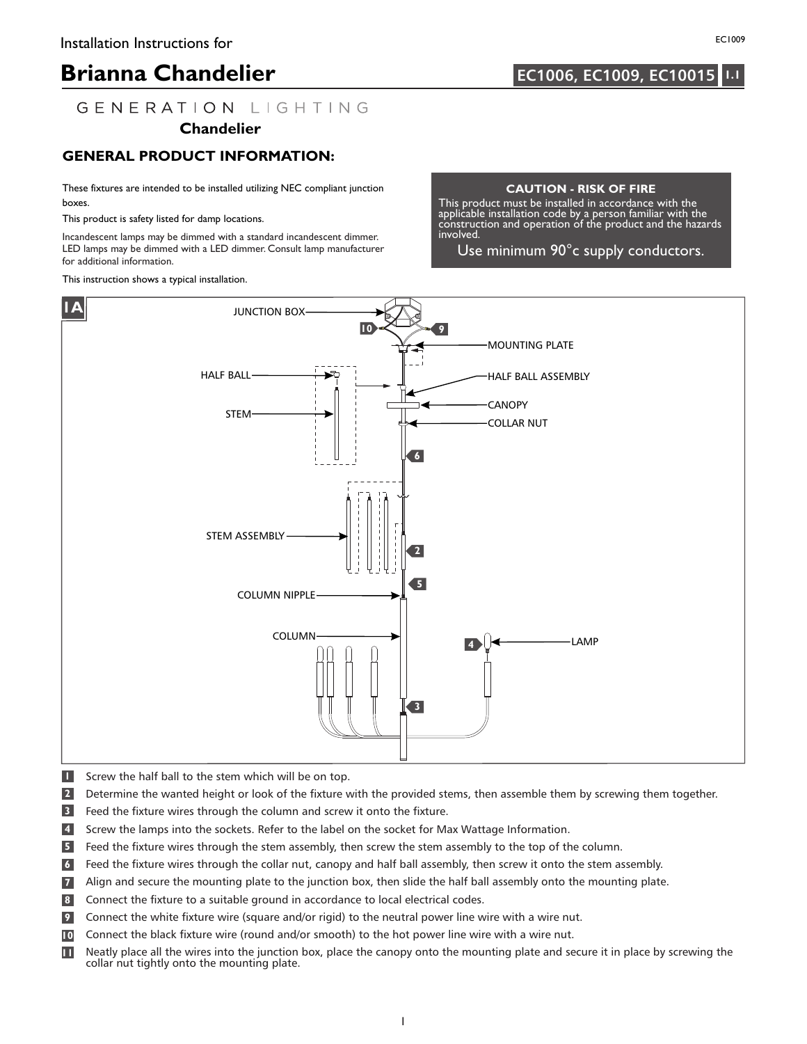Installation Instructions for

# Brianna Chandelier

**EC1006, EC1009, EC10015** 1.1

GENERATION LIGHTING

**Chandelier**

## GENERAL PRODUCT INFORMATION:

These fixtures are intended to be installed utilizing NEC compliant junction boxes.

This product is safety listed for damp locations.

Incandescent lamps may be dimmed with a standard incandescent dimmer. LED lamps may be dimmed with a LED dimmer. Consult lamp manufacturer for additional information.

This instruction shows a typical installation.

**CAUTION - RISK OF FIRE**

This product must be installed in accordance with the applicable installation code by a person familiar with the construction and operation of the product and the hazards involved.

Use minimum 90°c supply conductors.

1A

JUNCTION BOX, MOUNTING PLATE, HALF BALL, HALF BALL ASSEMBLY, STEM, CANOPY, COLLAR NUT, STEM ASSEMBLY, COLUMN NIPPLE, COLUMN, LAMP

1. Screw the half ball to the stem which will be on top.
2. Determine the wanted height or look of the fixture with the provided stems, then assemble them by screwing them together.
3. Feed the fixture wires through the column and screw it onto the fixture.
4. Screw the lamps into the sockets. Refer to the label on the socket for Max Wattage Information.
5. Feed the fixture wires through the stem assembly, then screw the stem assembly to the top of the column.
6. Feed the fixture wires through the collar nut, canopy and half ball assembly, then screw it onto the stem assembly.
7. Align and secure the mounting plate to the junction box, then slide the half ball assembly onto the mounting plate.
8. Connect the fixture to a suitable ground in accordance to local electrical codes.
9. Connect the white fixture wire (square and/or rigid) to the neutral power line wire with a wire nut.
10. Connect the black fixture wire (round and/or smooth) to the hot power line wire with a wire nut.
11. Neatly place all the wires into the junction box, place the canopy onto the mounting plate and secure it in place by screwing the collar nut tightly onto the mounting plate.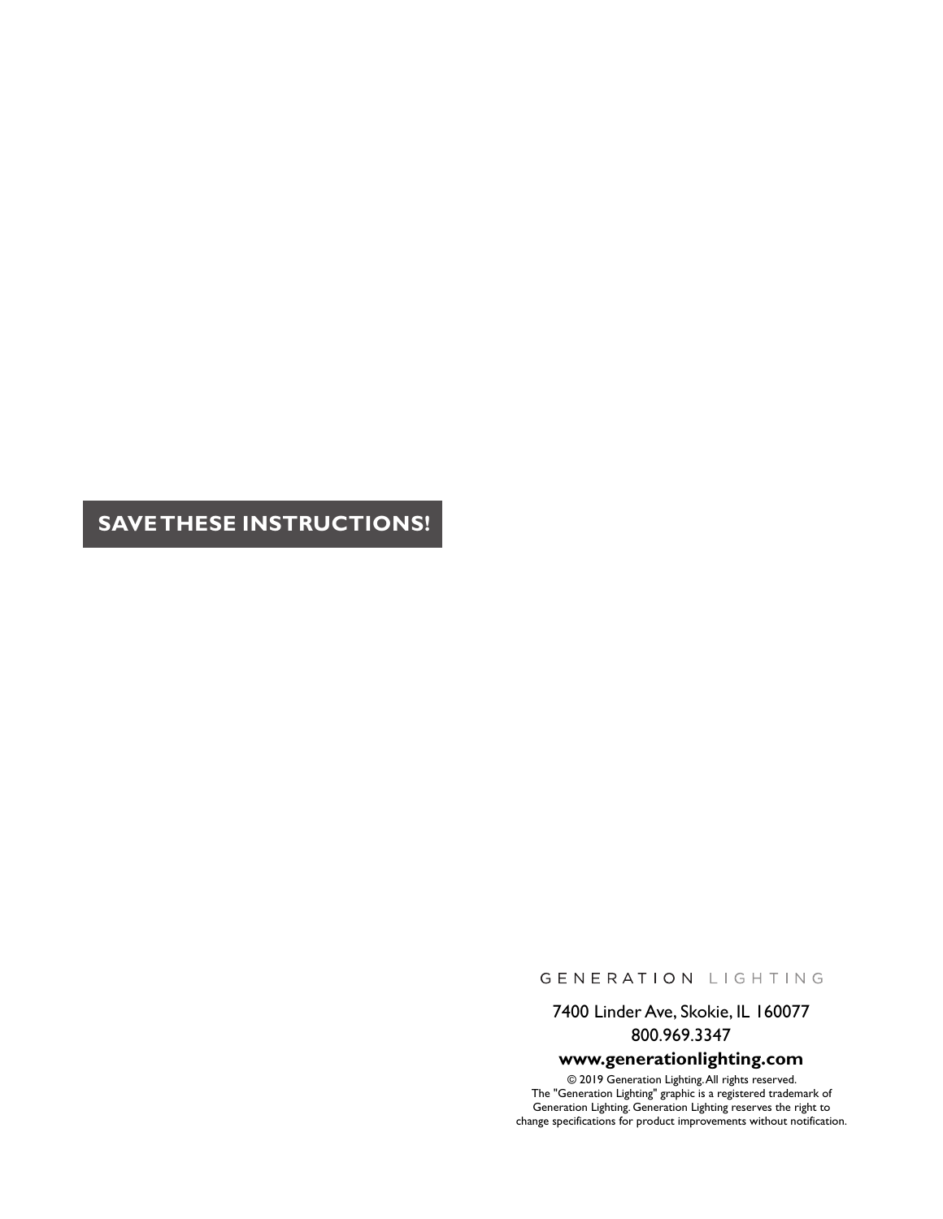**SAVE THESE INSTRUCTIONS!**

GENERATION LIGHTING

7400 Linder Ave, Skokie, IL 160077

800.969.3347

**www.generationlighting.com**

© 2019 Generation Lighting. All rights reserved.
The "Generation Lighting" graphic is a registered trademark of
Generation Lighting. Generation Lighting reserves the right to
change specifications for product improvements without notification.